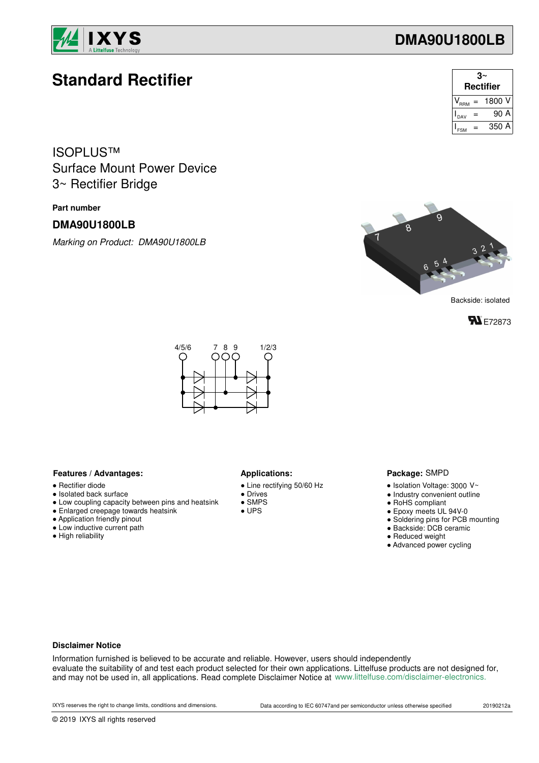# Standard Rectifier

| 3~ Rectifier | | |
|---|---|---|
| $V_{RRM}$ | = | 1800 V |
| $I_{DAV}$ | = | 90 A |
| $I_{FSM}$ | = | 350 A |

ISOPLUS™
Surface Mount Power Device
3~ Rectifier Bridge

**Part number**

**DMA90U1800LB**

*Marking on Product: DMA90U1800LB*

Backside: isolated

E72873

### Features / Advantages:

- Rectifier diode
- Isolated back surface
- Low coupling capacity between pins and heatsink
- Enlarged creepage towards heatsink
- Application friendly pinout
- Low inductive current path
- High reliability

### Applications:

- Line rectifying 50/60 Hz
- Drives
- SMPS
- UPS

### Package: SMPD

- Isolation Voltage: 3000 V~
- Industry convenient outline
- RoHS compliant
- Epoxy meets UL 94V-0
- Soldering pins for PCB mounting
- Backside: DCB ceramic
- Reduced weight
- Advanced power cycling

**Disclaimer Notice**

Information furnished is believed to be accurate and reliable. However, users should independently evaluate the suitability of and test each product selected for their own applications. Littelfuse products are not designed for, and may not be used in, all applications. Read complete Disclaimer Notice at www.littelfuse.com/disclaimer-electronics.

IXYS reserves the right to change limits, conditions and dimensions.

Data according to IEC 60747and per semiconductor unless otherwise specified

20190212a

© 2019 IXYS all rights reserved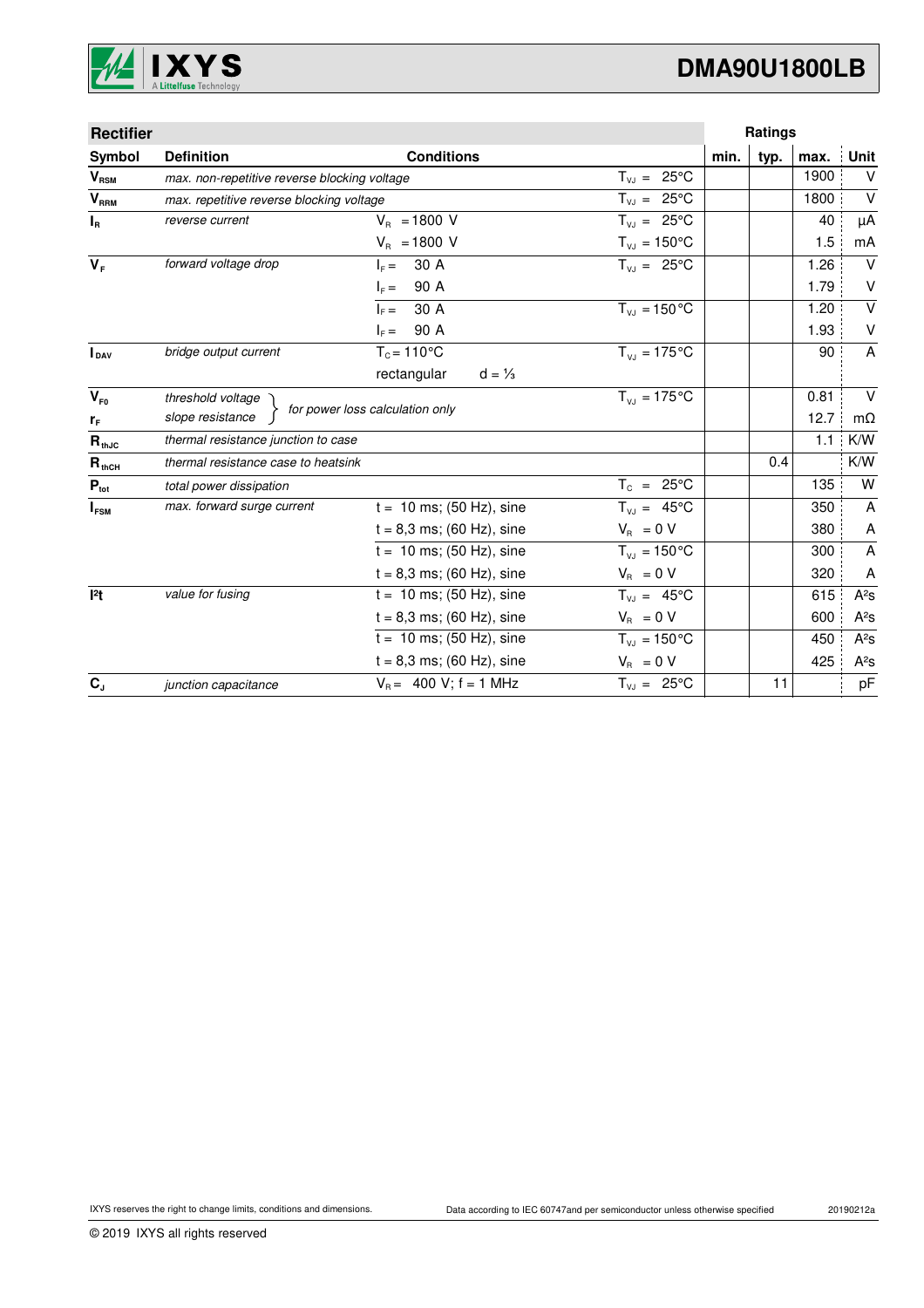| Rectifier | | | | Ratings | | | |
|---|---|---|---|---|---|---|---|
| Symbol | Definition | Conditions | | min. | typ. | max. | Unit |
| $V_{RSM}$ | *max. non-repetitive reverse blocking voltage* | | $T_{VJ}$ = 25°C | | | 1900 | V |
| $V_{RRM}$ | *max. repetitive reverse blocking voltage* | | $T_{VJ}$ = 25°C | | | 1800 | V |
| $I_R$ | *reverse current* | $V_R$ = 1800 V | $T_{VJ}$ = 25°C | | | 40 | µA |
| | | $V_R$ = 1800 V | $T_{VJ}$ = 150°C | | | 1.5 | mA |
| $V_F$ | *forward voltage drop* | $I_F$ = 30 A | $T_{VJ}$ = 25°C | | | 1.26 | V |
| | | $I_F$ = 90 A | | | | 1.79 | V |
| | | $I_F$ = 30 A | $T_{VJ}$ = 150°C | | | 1.20 | V |
| | | $I_F$ = 90 A | | | | 1.93 | V |
| $I_{DAV}$ | *bridge output current* | $T_C$ = 110°C | $T_{VJ}$ = 175°C | | | 90 | A |
| | | rectangular d = ⅓ | | | | | |
| $V_{F0}$ | *threshold voltage* | *for power loss calculation only* | $T_{VJ}$ = 175°C | | | 0.81 | V |
| $r_F$ | *slope resistance* | | | | | 12.7 | mΩ |
| $R_{thJC}$ | *thermal resistance junction to case* | | | | | 1.1 | K/W |
| $R_{thCH}$ | *thermal resistance case to heatsink* | | | | 0.4 | | K/W |
| $P_{tot}$ | *total power dissipation* | | $T_C$ = 25°C | | | 135 | W |
| $I_{FSM}$ | *max. forward surge current* | t = 10 ms; (50 Hz), sine | $T_{VJ}$ = 45°C | | | 350 | A |
| | | t = 8,3 ms; (60 Hz), sine | $V_R$ = 0 V | | | 380 | A |
| | | t = 10 ms; (50 Hz), sine | $T_{VJ}$ = 150°C | | | 300 | A |
| | | t = 8,3 ms; (60 Hz), sine | $V_R$ = 0 V | | | 320 | A |
| $I^2t$ | *value for fusing* | t = 10 ms; (50 Hz), sine | $T_{VJ}$ = 45°C | | | 615 | A²s |
| | | t = 8,3 ms; (60 Hz), sine | $V_R$ = 0 V | | | 600 | A²s |
| | | t = 10 ms; (50 Hz), sine | $T_{VJ}$ = 150°C | | | 450 | A²s |
| | | t = 8,3 ms; (60 Hz), sine | $V_R$ = 0 V | | | 425 | A²s |
| $C_J$ | *junction capacitance* | $V_R$ = 400 V; f = 1 MHz | $T_{VJ}$ = 25°C | | 11 | | pF |

IXYS reserves the right to change limits, conditions and dimensions.

Data according to IEC 60747and per semiconductor unless otherwise specified

20190212a

© 2019 IXYS all rights reserved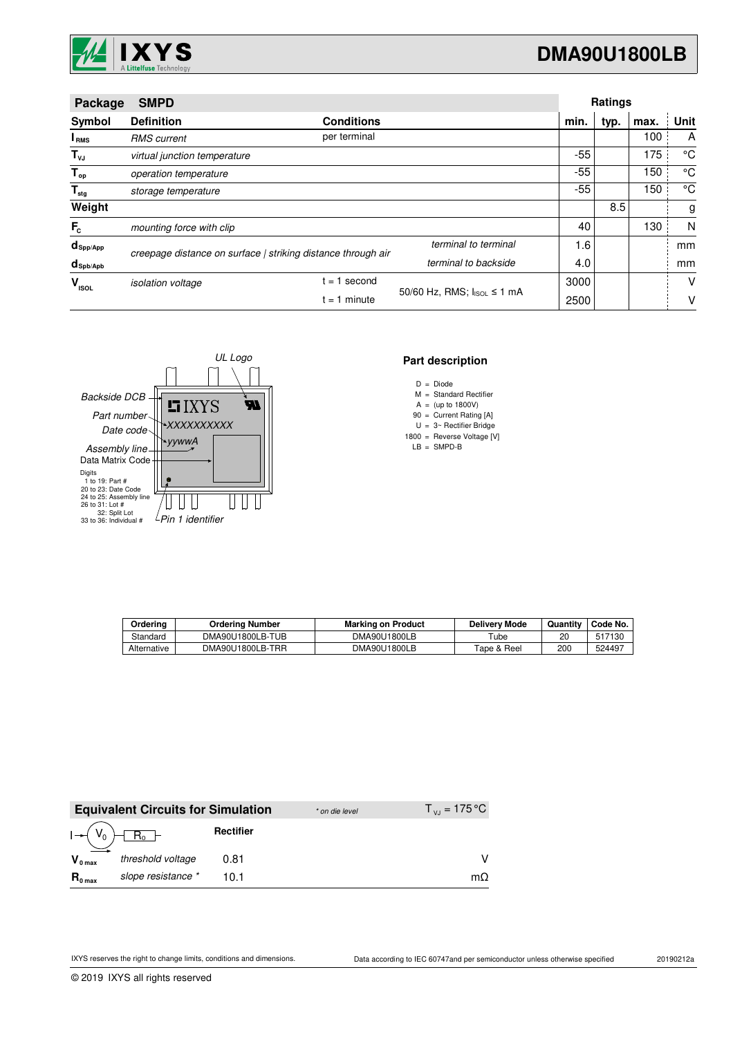## Package SMPD

| Symbol | Definition | Conditions | | Ratings min. | typ. | max. | Unit |
|---|---|---|---|---|---|---|---|
| $I_{RMS}$ | *RMS current* | per terminal | | | | 100 | A |
| $T_{VJ}$ | *virtual junction temperature* | | | -55 | | 175 | °C |
| $T_{op}$ | *operation temperature* | | | -55 | | 150 | °C |
| $T_{stg}$ | *storage temperature* | | | -55 | | 150 | °C |
| **Weight** | | | | | 8.5 | | g |
| $F_C$ | *mounting force with clip* | | | 40 | | 130 | N |
| $d_{Spp/App}$ | *creepage distance on surface \| striking distance through air* | | *terminal to terminal* | 1.6 | | | mm |
| $d_{Spb/Apb}$ | | | *terminal to backside* | 4.0 | | | mm |
| $V_{ISOL}$ | *isolation voltage* | t = 1 second | 50/60 Hz, RMS; $I_{ISOL} \leq 1$ mA | 3000 | | | V |
| | | t = 1 minute | | 2500 | | | V |

*UL Logo*

*Backside DCB*

*Part number* — *XXXXXXXXXX*

*Date code* — *yywwA*

*Assembly line*

Data Matrix Code

Digits
1 to 19: Part #
20 to 23: Date Code
24 to 25: Assembly line
26 to 31: Lot #
32: Split Lot
33 to 36: Individual #

*Pin 1 identifier*

### Part description

D = Diode
M = Standard Rectifier
A = (up to 1800V)
90 = Current Rating [A]
U = 3~ Rectifier Bridge
1800 = Reverse Voltage [V]
LB = SMPD-B

| Ordering | Ordering Number | Marking on Product | Delivery Mode | Quantity | Code No. |
|---|---|---|---|---|---|
| Standard | DMA90U1800LB-TUB | DMA90U1800LB | Tube | 20 | 517130 |
| Alternative | DMA90U1800LB-TRR | DMA90U1800LB | Tape & Reel | 200 | 524497 |

### Equivalent Circuits for Simulation

*\* on die level*  $T_{VJ} = 175\,°C$

| | | Rectifier | |
|---|---|---|---|
| $V_{0\,max}$ | *threshold voltage* | 0.81 | V |
| $R_{0\,max}$ | *slope resistance \** | 10.1 | mΩ |

IXYS reserves the right to change limits, conditions and dimensions.

Data according to IEC 60747and per semiconductor unless otherwise specified

20190212a

© 2019 IXYS all rights reserved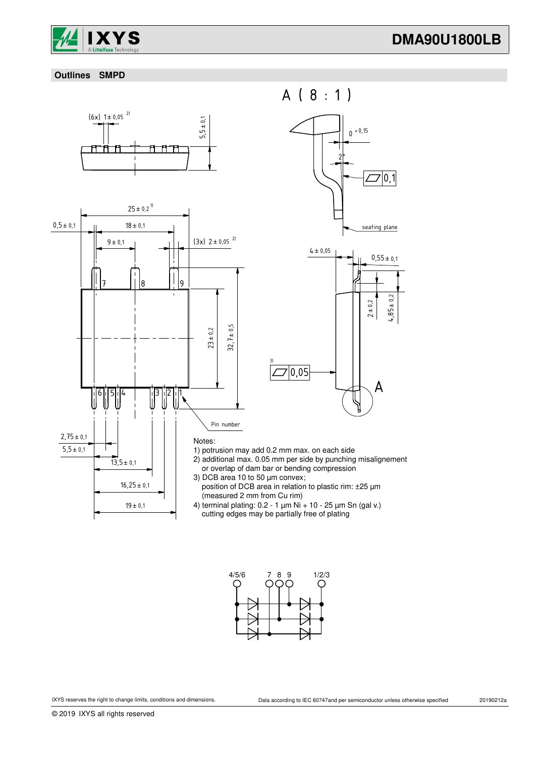## Outlines SMPD

Notes:

1) potrusion may add 0.2 mm max. on each side
2) additional max. 0.05 mm per side by punching misalignement or overlap of dam bar or bending compression
3) DCB area 10 to 50 µm convex; position of DCB area in relation to plastic rim: ±25 µm (measured 2 mm from Cu rim)
4) terminal plating: 0.2 - 1 µm Ni + 10 - 25 µm Sn (gal v.) cutting edges may be partially free of plating

IXYS reserves the right to change limits, conditions and dimensions.

Data according to IEC 60747and per semiconductor unless otherwise specified

20190212a

© 2019 IXYS all rights reserved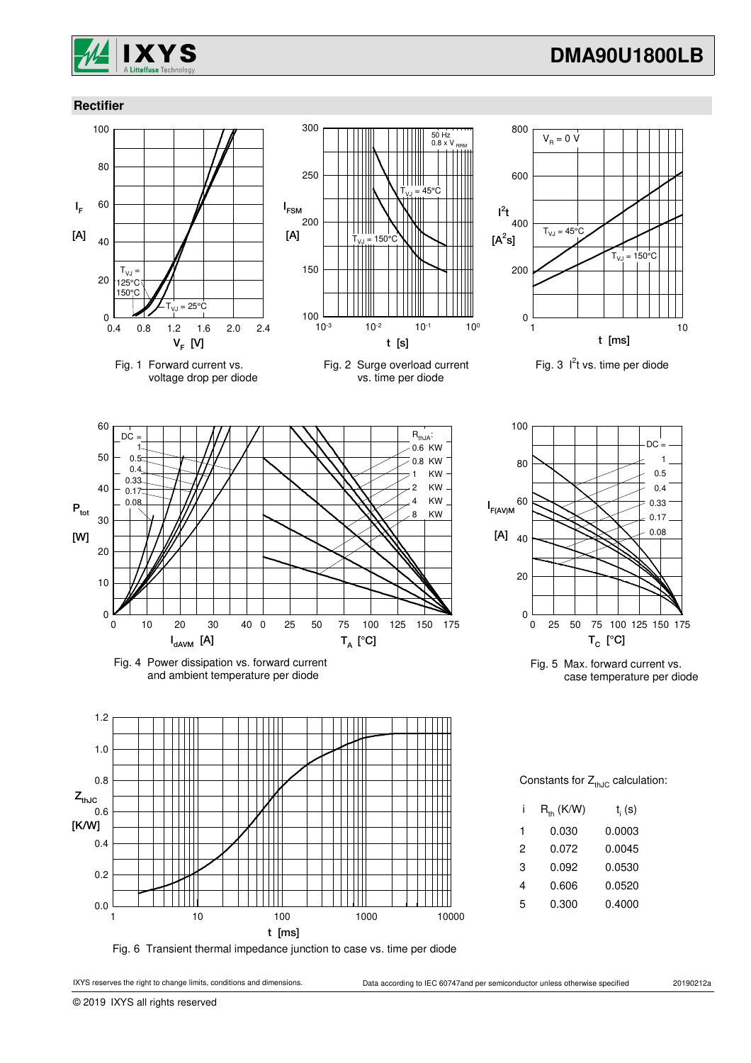## Rectifier

I<sub>F</sub> [A]
100
80
60
40
20
0
0.4 0.8 1.2 1.6 2.0 2.4
$V_F$ [V]
$T_{VJ}$ =
125°C
150°C
$T_{VJ}$ = 25°C

Fig. 1 Forward current vs. voltage drop per diode

$I_{FSM}$ [A]
300
250
200
150
100
$10^{-3}$ $10^{-2}$ $10^{-1}$ $10^{0}$
t [s]
50 Hz
0.8 x $V_{RRM}$
$T_{VJ}$ = 45°C
$T_{VJ}$ = 150°C

Fig. 2 Surge overload current vs. time per diode

$I^2t$ [$A^2s$]
800
600
400
200
0
1 10
t [ms]
$V_R$ = 0 V
$T_{VJ}$ = 45°C
$T_{VJ}$ = 150°C

Fig. 3 $I^2t$ vs. time per diode

$P_{tot}$ [W]
60
50
40
30
20
10
0
0 10 20 30 40
$I_{dAVM}$ [A]
DC =
1
0.5
0.4
0.33
0.17
0.08
0 25 50 75 100 125 150 175
$T_A$ [°C]
$R_{thJA}$:
0.6 KW
0.8 KW
1 KW
2 KW
4 KW
8 KW

Fig. 4 Power dissipation vs. forward current and ambient temperature per diode

$I_{F(AV)M}$ [A]
100
80
60
40
20
0
0 25 50 75 100 125 150 175
$T_C$ [°C]
DC =
1
0.5
0.4
0.33
0.17
0.08

Fig. 5 Max. forward current vs. case temperature per diode

$Z_{thJC}$ [K/W]
1.2
1.0
0.8
0.6
0.4
0.2
0.0
1 10 100 1000 10000
t [ms]

Fig. 6 Transient thermal impedance junction to case vs. time per diode

Constants for $Z_{thJC}$ calculation:

| i | $R_{th}$ (K/W) | $t_i$ (s) |
|---|---|---|
| 1 | 0.030 | 0.0003 |
| 2 | 0.072 | 0.0045 |
| 3 | 0.092 | 0.0530 |
| 4 | 0.606 | 0.0520 |
| 5 | 0.300 | 0.4000 |

IXYS reserves the right to change limits, conditions and dimensions.

Data according to IEC 60747and per semiconductor unless otherwise specified

20190212a

© 2019 IXYS all rights reserved